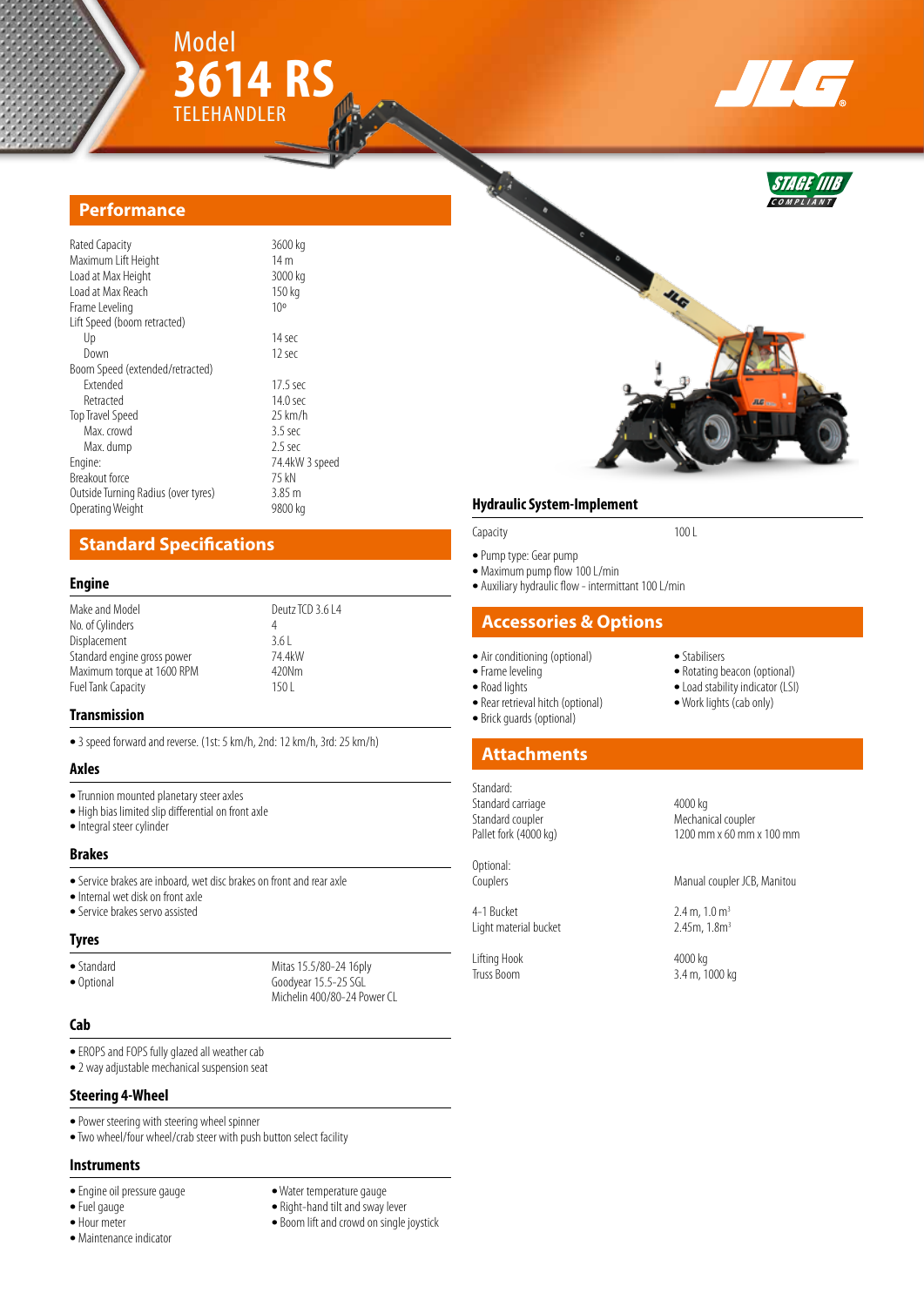Model
# 3614 RS
TELEHANDLER

STAGE IIIB COMPLIANT

## Performance

| | |
|---|---|
| Rated Capacity | 3600 kg |
| Maximum Lift Height | 14 m |
| Load at Max Height | 3000 kg |
| Load at Max Reach | 150 kg |
| Frame Leveling | 10º |
| Lift Speed (boom retracted) | |
| Up | 14 sec |
| Down | 12 sec |
| Boom Speed (extended/retracted) | |
| Extended | 17.5 sec |
| Retracted | 14.0 sec |
| Top Travel Speed | 25 km/h |
| Max. crowd | 3.5 sec |
| Max. dump | 2.5 sec |
| Engine: | 74.4kW 3 speed |
| Breakout force | 75 kN |
| Outside Turning Radius (over tyres) | 3.85 m |
| Operating Weight | 9800 kg |

## Standard Specifications

### Engine

| | |
|---|---|
| Make and Model | Deutz TCD 3.6 L4 |
| No. of Cylinders | 4 |
| Displacement | 3.6 L |
| Standard engine gross power | 74.4kW |
| Maximum torque at 1600 RPM | 420Nm |
| Fuel Tank Capacity | 150 L |

### Transmission

- 3 speed forward and reverse. (1st: 5 km/h, 2nd: 12 km/h, 3rd: 25 km/h)

### Axles

- Trunnion mounted planetary steer axles
- High bias limited slip differential on front axle
- Integral steer cylinder

### Brakes

- Service brakes are inboard, wet disc brakes on front and rear axle
- Internal wet disk on front axle
- Service brakes servo assisted

### Tyres

| | |
|---|---|
| • Standard | Mitas 15.5/80-24 16ply |
| • Optional | Goodyear 15.5-25 SGL |
| | Michelin 400/80-24 Power CL |

### Cab

- EROPS and FOPS fully glazed all weather cab
- 2 way adjustable mechanical suspension seat

### Steering 4-Wheel

- Power steering with steering wheel spinner
- Two wheel/four wheel/crab steer with push button select facility

### Instruments

- Engine oil pressure gauge
- Fuel gauge
- Hour meter
- Maintenance indicator
- Water temperature gauge
- Right-hand tilt and sway lever
- Boom lift and crowd on single joystick

### Hydraulic System-Implement

| | |
|---|---|
| Capacity | 100 L |

- Pump type: Gear pump
- Maximum pump flow 100 L/min
- Auxiliary hydraulic flow - intermittant 100 L/min

## Accessories & Options

- Air conditioning (optional)
- Frame leveling
- Road lights
- Rear retrieval hitch (optional)
- Brick guards (optional)
- Stabilisers
- Rotating beacon (optional)
- Load stability indicator (LSI)
- Work lights (cab only)

## Attachments

| | |
|---|---|
| Standard: | |
| Standard carriage | 4000 kg |
| Standard coupler | Mechanical coupler |
| Pallet fork (4000 kg) | 1200 mm x 60 mm x 100 mm |
| Optional: | |
| Couplers | Manual coupler JCB, Manitou |
| 4-1 Bucket | 2.4 m, 1.0 m³ |
| Light material bucket | 2.45m, 1.8m³ |
| Lifting Hook | 4000 kg |
| Truss Boom | 3.4 m, 1000 kg |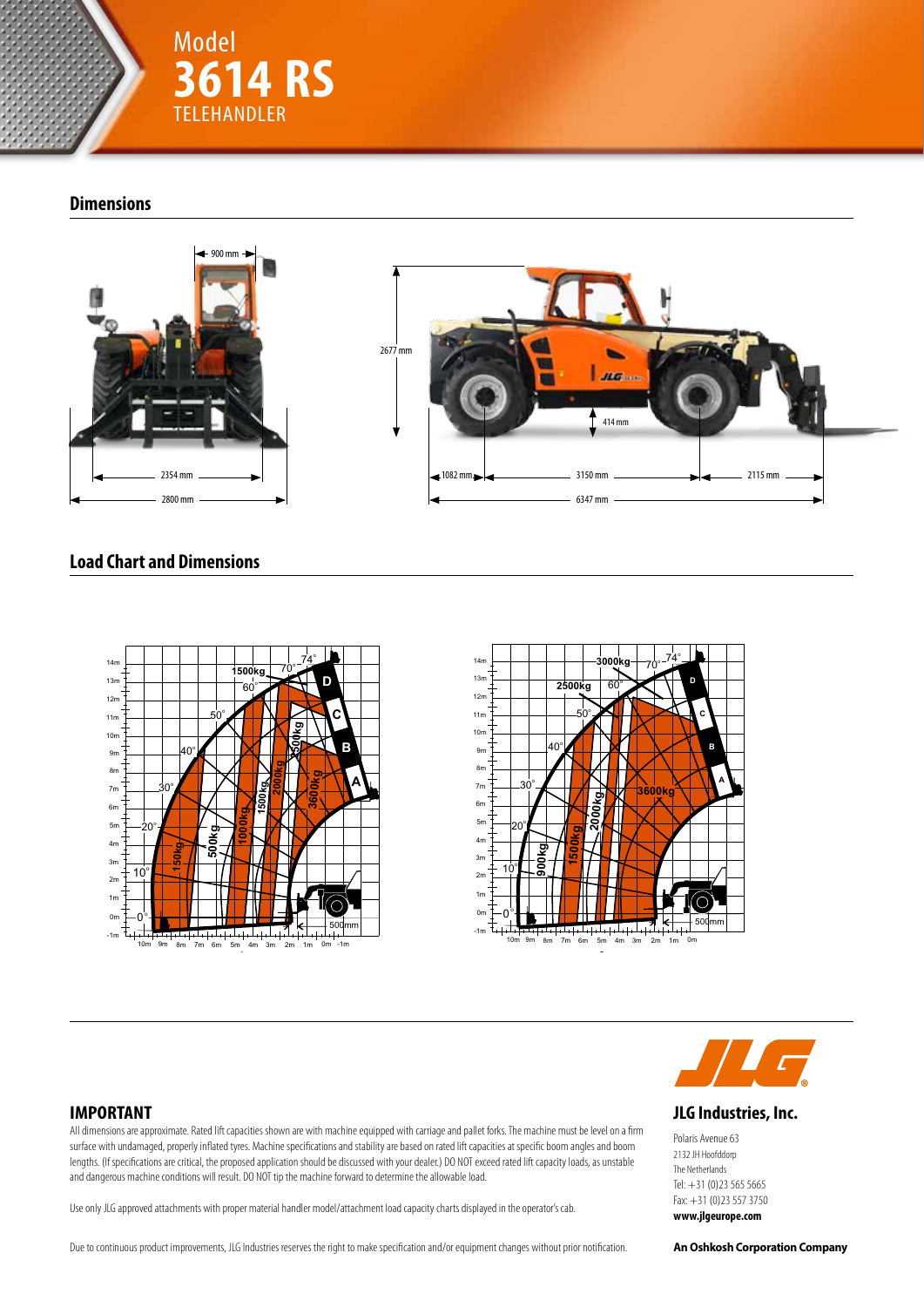Model
# 3614 RS
TELEHANDLER

## Dimensions

900 mm

2354 mm

2800 mm

2677 mm

414 mm

1082 mm

3150 mm

2115 mm

6347 mm

## Load Chart and Dimensions

14m 13m 12m 11m 10m 9m 8m 7m 6m 5m 4m 3m 2m 1m 0m -1m

10m 9m 8m 7m 6m 5m 4m 3m 2m 1m 0m -1m

0° 10° 20° 30° 40° 50° 60° 70° 74°

150kg 500kg 1000kg 1500kg 1500kg 2000kg 2500kg 3600kg

A B C D

500mm

14m 13m 12m 11m 10m 9m 8m 7m 6m 5m 4m 3m 2m 1m 0m -1m

10m 9m 8m 7m 6m 5m 4m 3m 2m 1m 0m

0° 10° 20° 30° 40° 50° 60° 70° 74°

900kg 1500kg 2000kg 2500kg 3000kg 3600kg

A B C D

500mm

## IMPORTANT

All dimensions are approximate. Rated lift capacities shown are with machine equipped with carriage and pallet forks. The machine must be level on a firm surface with undamaged, properly inflated tyres. Machine specifications and stability are based on rated lift capacities at specific boom angles and boom lengths. (If specifications are critical, the proposed application should be discussed with your dealer.) DO NOT exceed rated lift capacity loads, as unstable and dangerous machine conditions will result. DO NOT tip the machine forward to determine the allowable load.

Use only JLG approved attachments with proper material handler model/attachment load capacity charts displayed in the operator's cab.

Due to continuous product improvements, JLG Industries reserves the right to make specification and/or equipment changes without prior notification.

JLG®

**JLG Industries, Inc.**

Polaris Avenue 63
2132 JH Hoofddorp
The Netherlands
Tel: +31 (0)23 565 5665
Fax: +31 (0)23 557 3750
**www.jlgeurope.com**

**An Oshkosh Corporation Company**